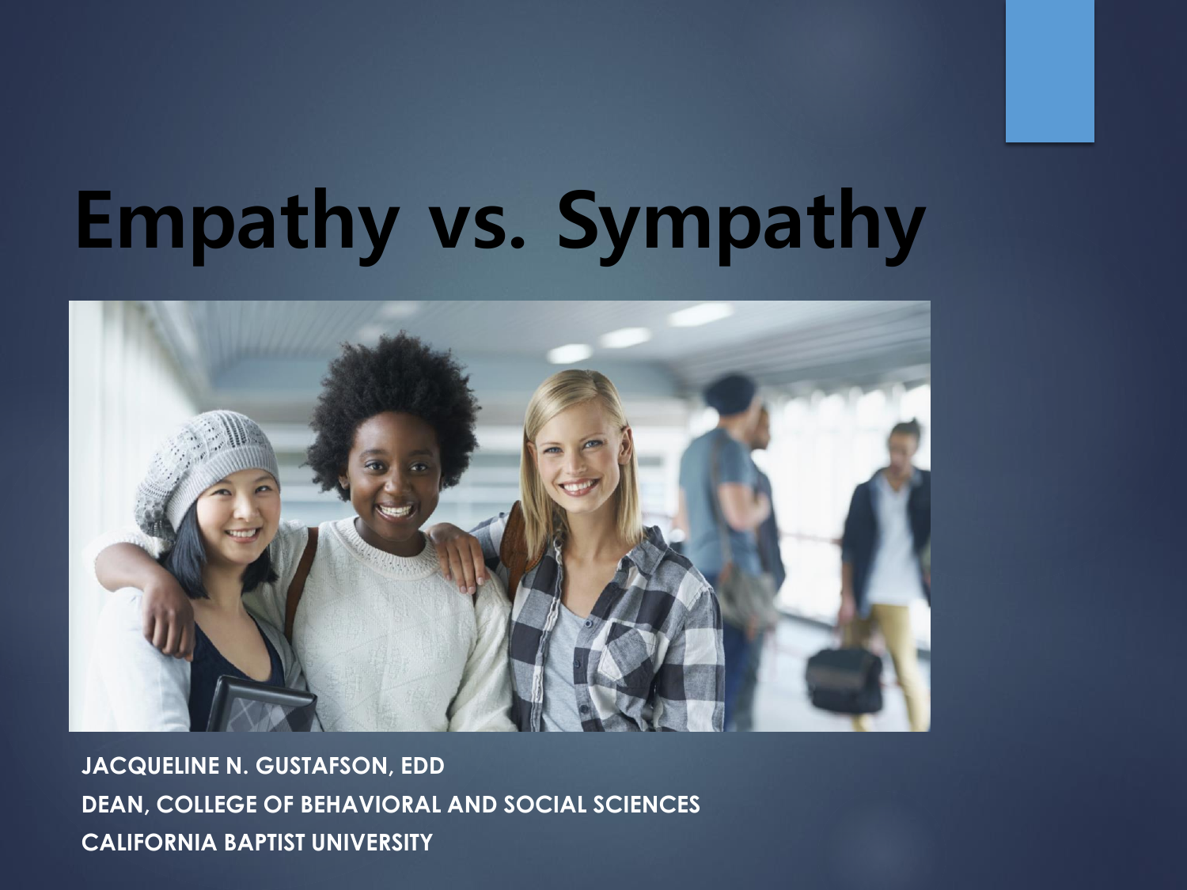# Empathy vs. Sympathy

**JACQUELINE N. GUSTAFSON, EDD**
**DEAN, COLLEGE OF BEHAVIORAL AND SOCIAL SCIENCES**
**CALIFORNIA BAPTIST UNIVERSITY**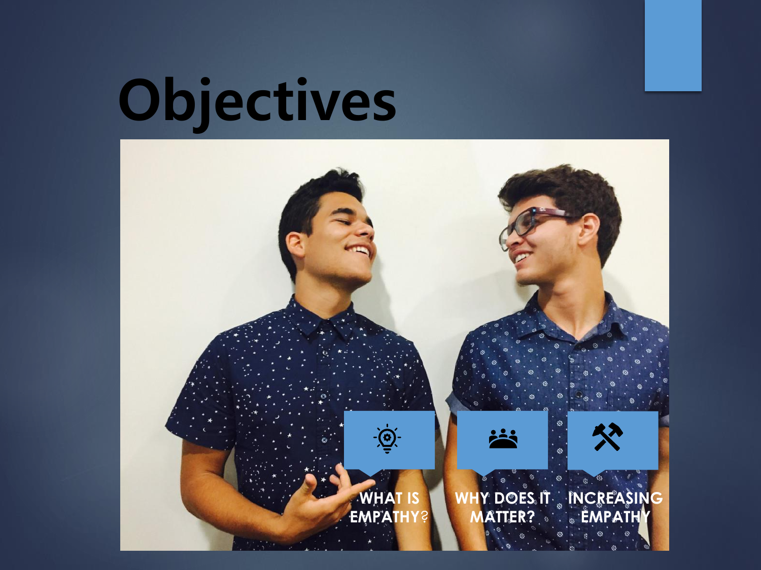# Objectives

- WHAT IS EMPATHY?
- WHY DOES IT MATTER?
- INCREASING EMPATHY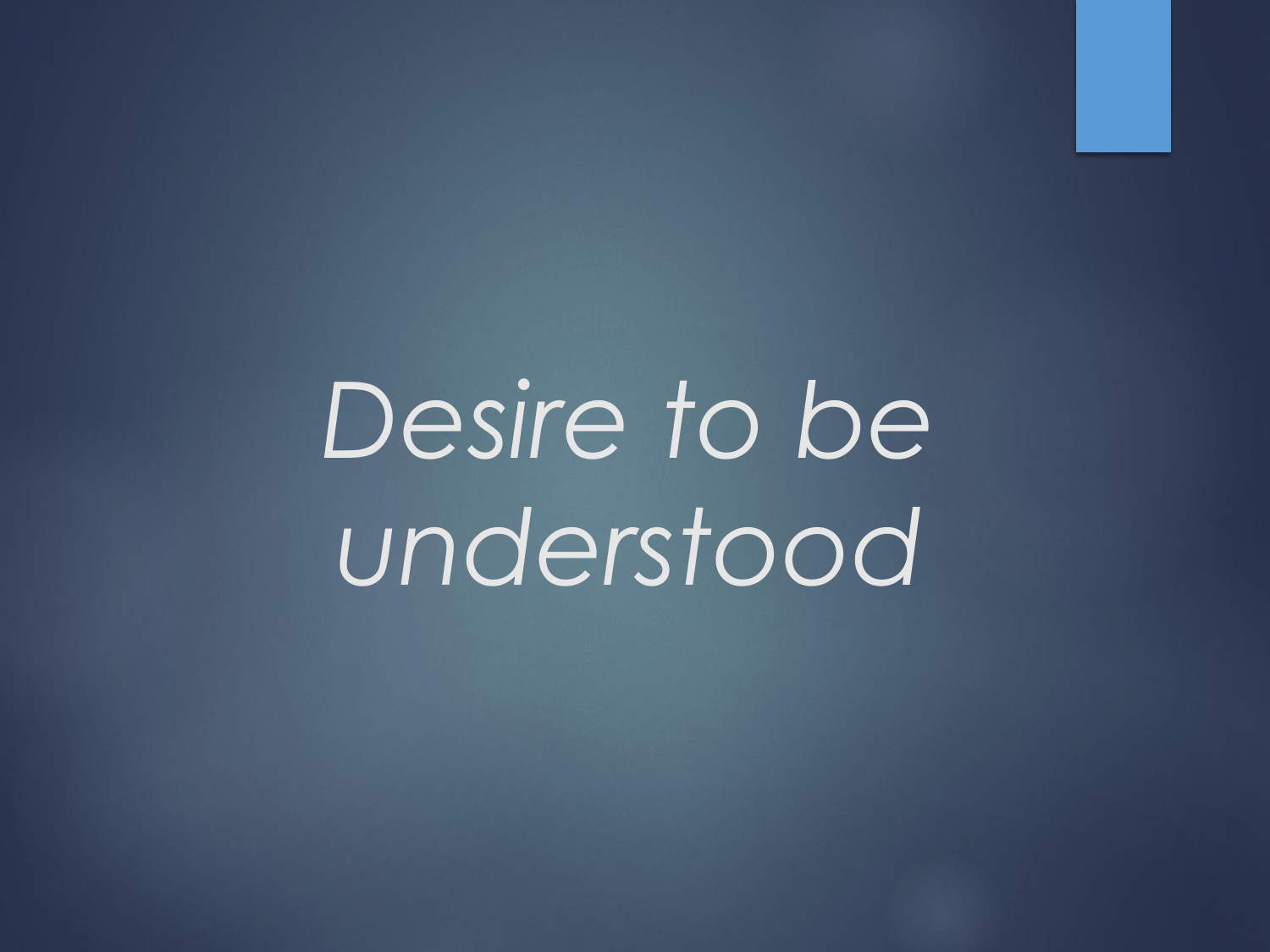# *Desire to be understood*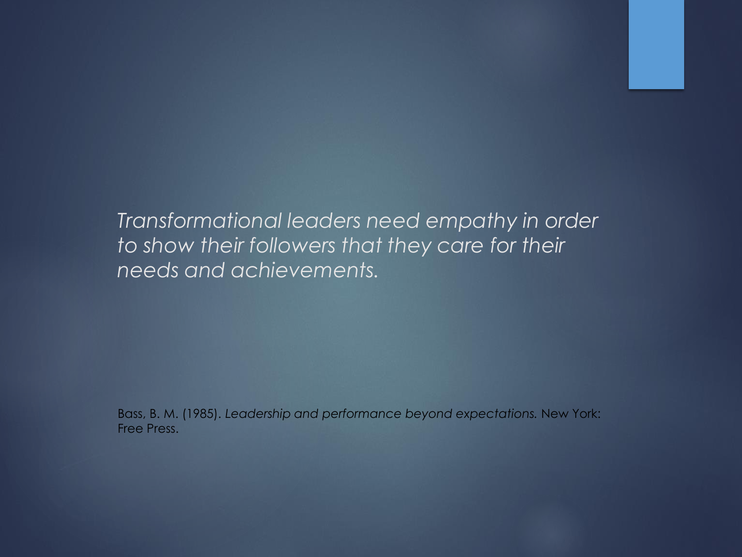*Transformational leaders need empathy in order to show their followers that they care for their needs and achievements.*

Bass, B. M. (1985). *Leadership and performance beyond expectations.* New York: Free Press.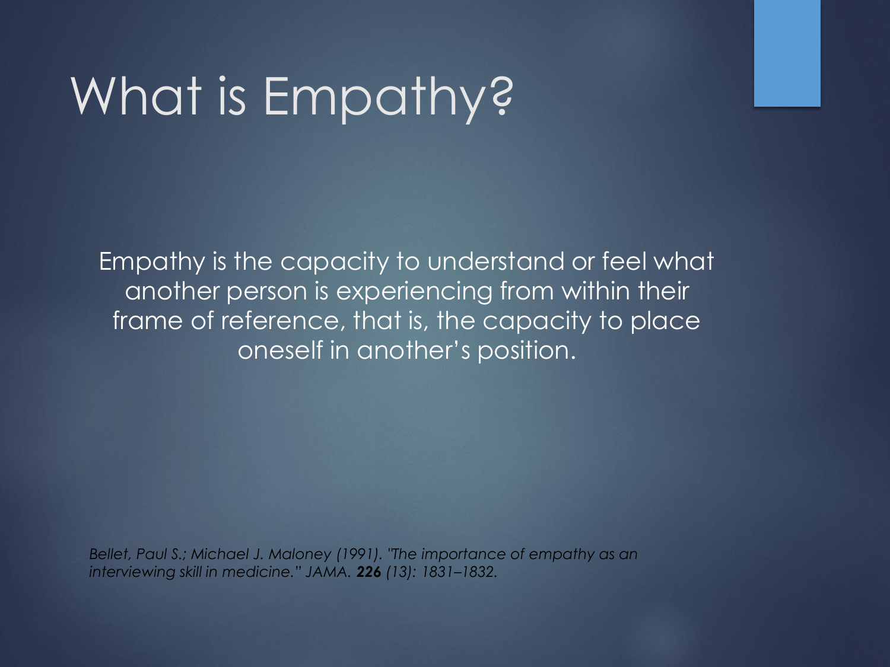# What is Empathy?

Empathy is the capacity to understand or feel what another person is experiencing from within their frame of reference, that is, the capacity to place oneself in another's position.

*Bellet, Paul S.; Michael J. Maloney (1991). "The importance of empathy as an interviewing skill in medicine." JAMA.* ***226*** *(13): 1831–1832.*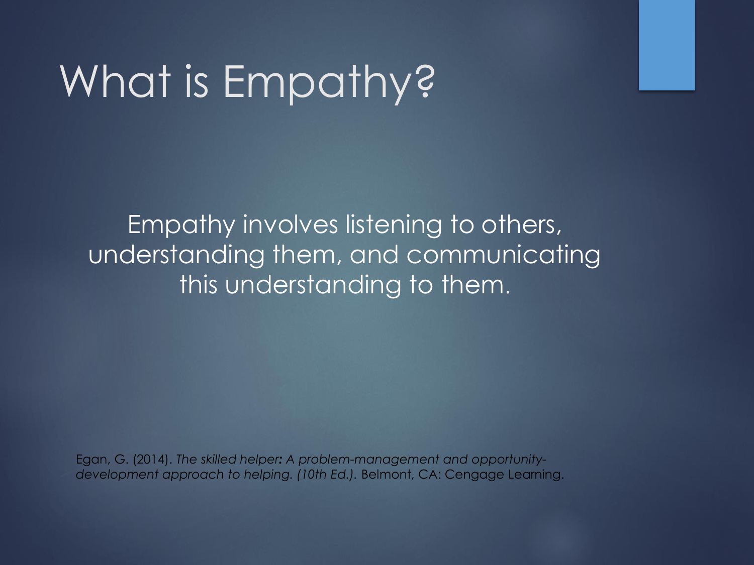# What is Empathy?

Empathy involves listening to others, understanding them, and communicating this understanding to them.

Egan, G. (2014). *The skilled helper: A problem-management and opportunity-development approach to helping. (10th Ed.).* Belmont, CA: Cengage Learning.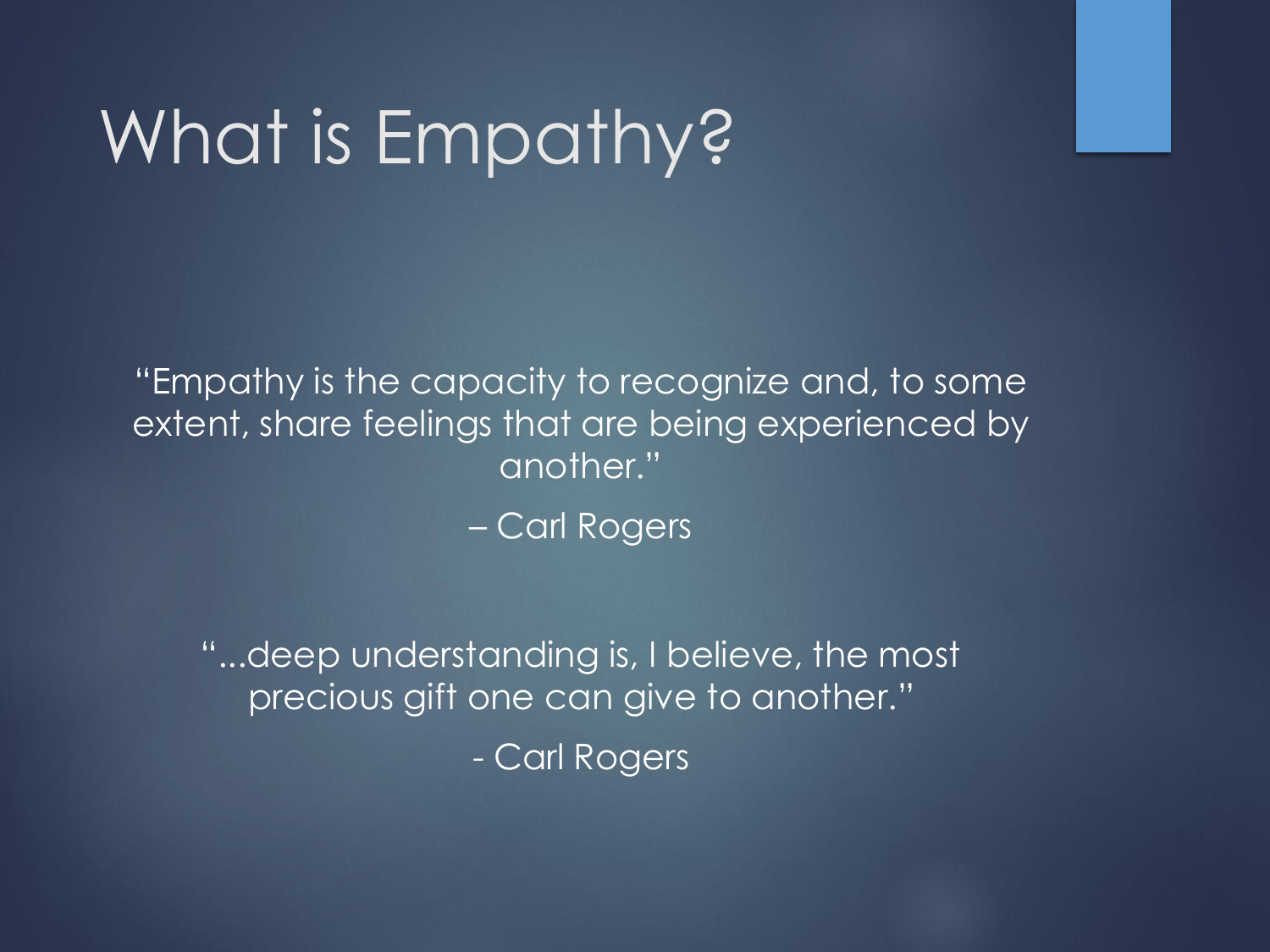# What is Empathy?

"Empathy is the capacity to recognize and, to some extent, share feelings that are being experienced by another."

– Carl Rogers

"...deep understanding is, I believe, the most precious gift one can give to another."

- Carl Rogers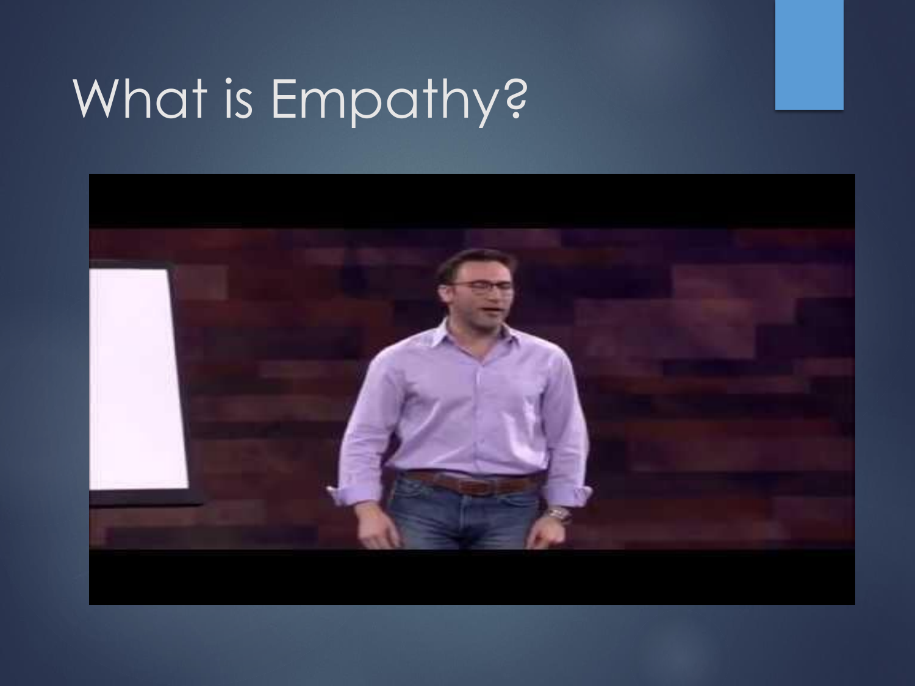# What is Empathy?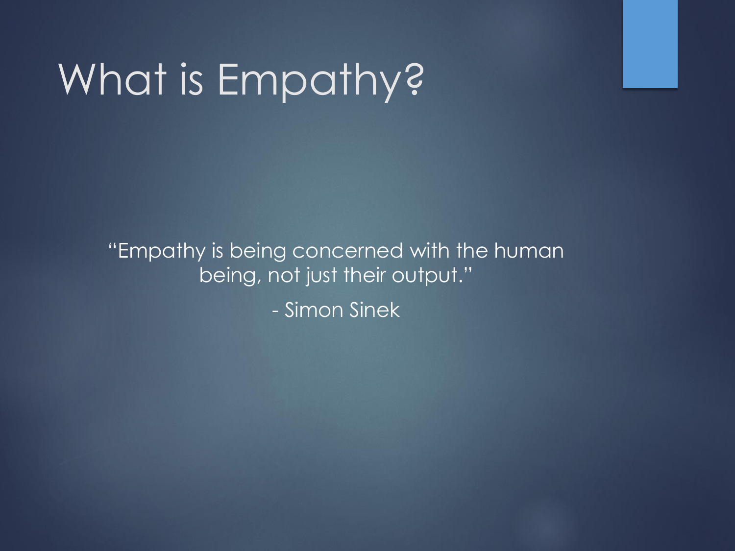# What is Empathy?

"Empathy is being concerned with the human being, not just their output."

- Simon Sinek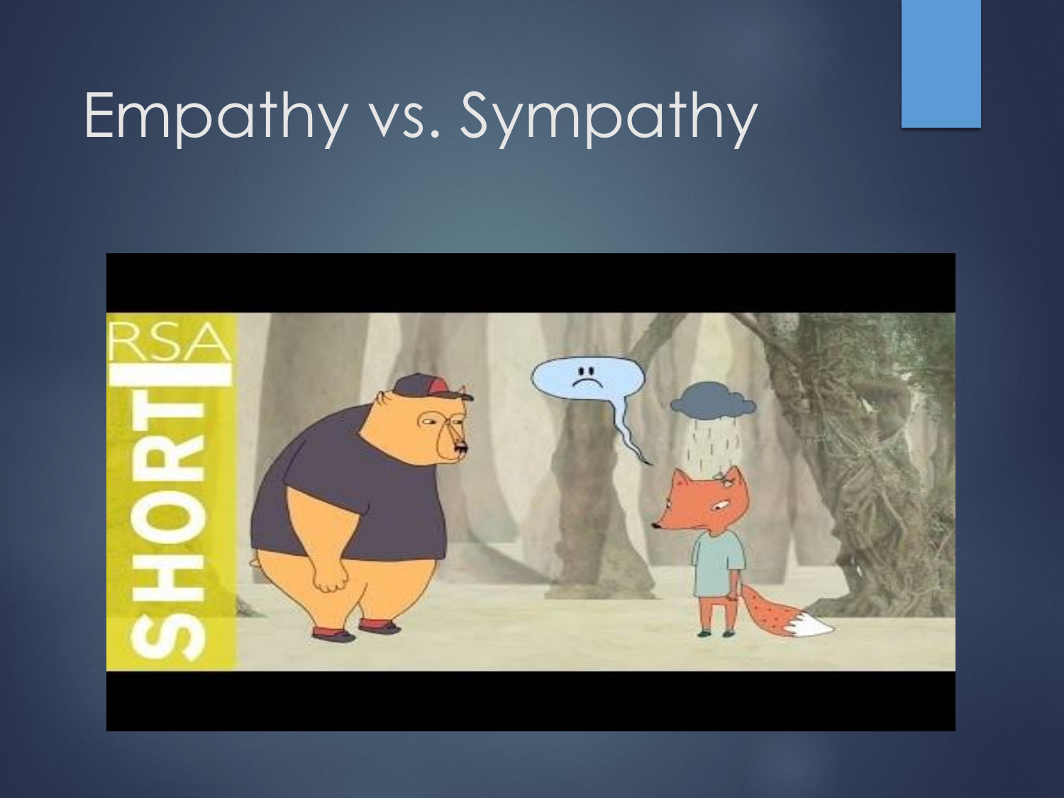# Empathy vs. Sympathy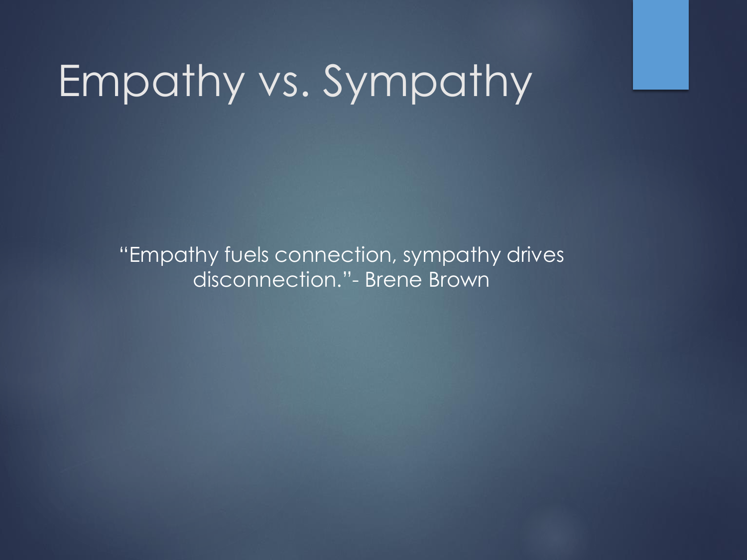# Empathy vs. Sympathy

"Empathy fuels connection, sympathy drives disconnection."- Brene Brown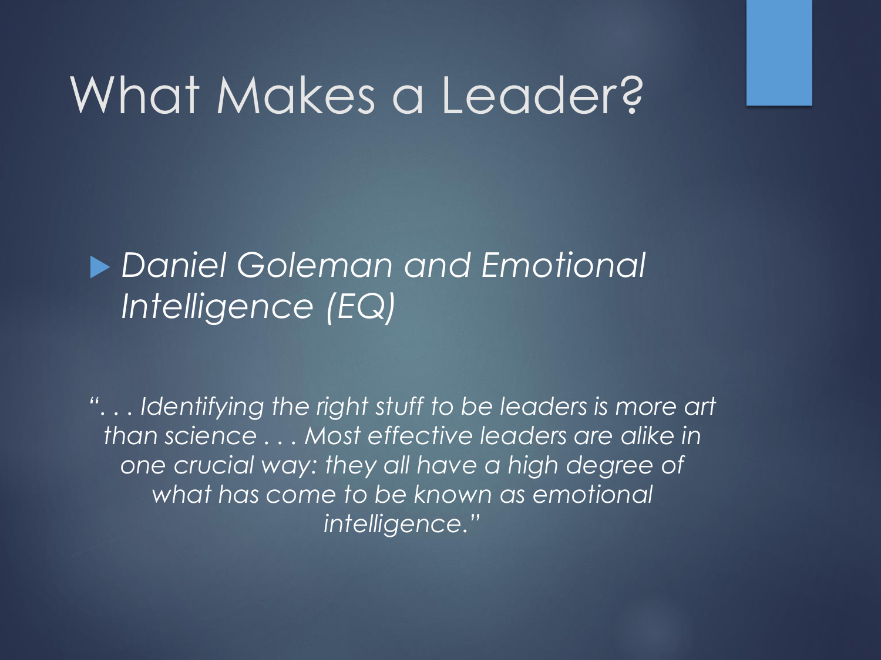# What Makes a Leader?

- *Daniel Goleman and Emotional Intelligence (EQ)*

*". . . Identifying the right stuff to be leaders is more art than science . . . Most effective leaders are alike in one crucial way: they all have a high degree of what has come to be known as emotional intelligence."*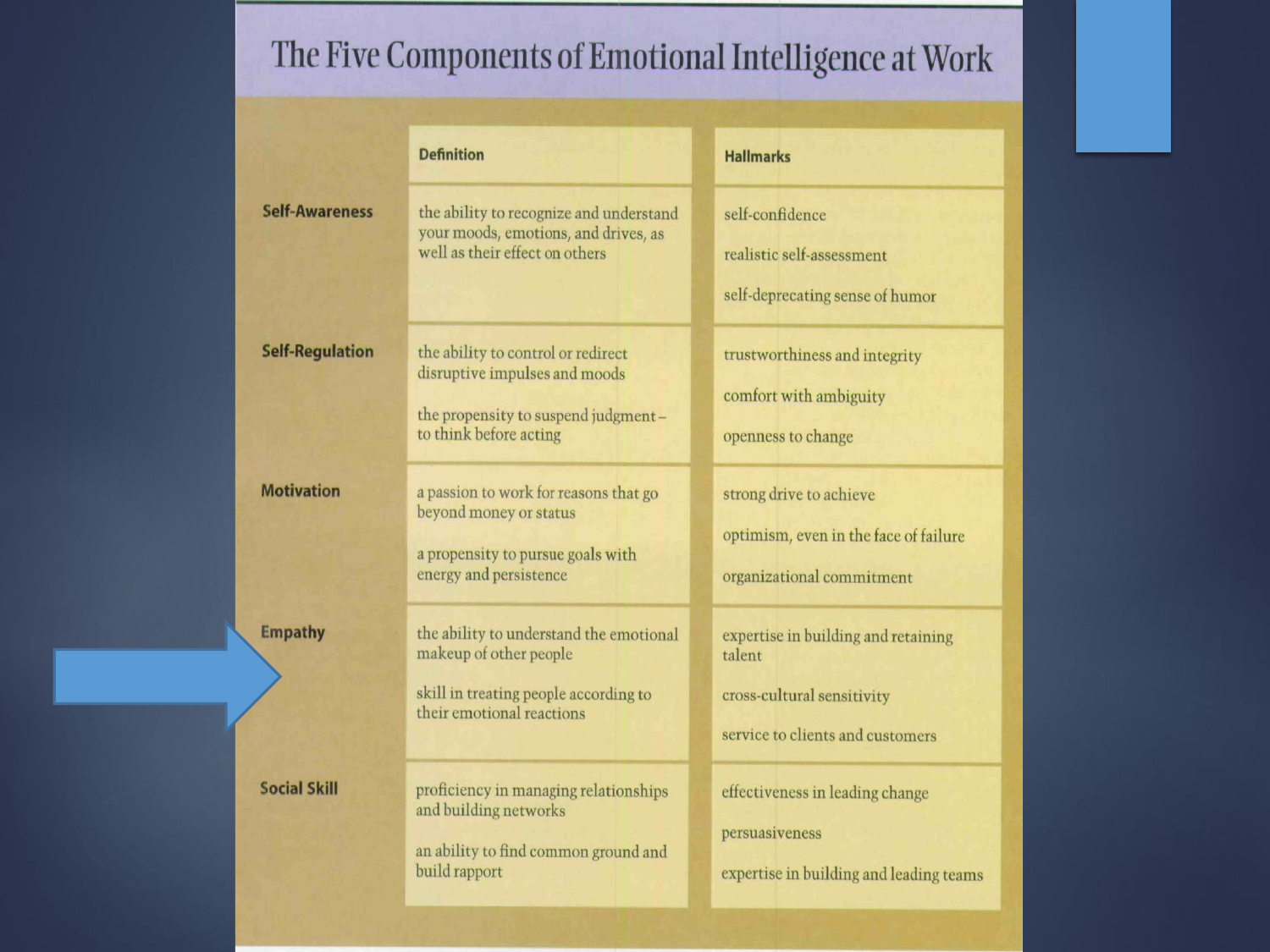# The Five Components of Emotional Intelligence at Work

| | Definition | Hallmarks |
|---|---|---|
| **Self-Awareness** | the ability to recognize and understand your moods, emotions, and drives, as well as their effect on others | self-confidence<br><br>realistic self-assessment<br><br>self-deprecating sense of humor |
| **Self-Regulation** | the ability to control or redirect disruptive impulses and moods<br><br>the propensity to suspend judgment – to think before acting | trustworthiness and integrity<br><br>comfort with ambiguity<br><br>openness to change |
| **Motivation** | a passion to work for reasons that go beyond money or status<br><br>a propensity to pursue goals with energy and persistence | strong drive to achieve<br><br>optimism, even in the face of failure<br><br>organizational commitment |
| **Empathy** | the ability to understand the emotional makeup of other people<br><br>skill in treating people according to their emotional reactions | expertise in building and retaining talent<br><br>cross-cultural sensitivity<br><br>service to clients and customers |
| **Social Skill** | proficiency in managing relationships and building networks<br><br>an ability to find common ground and build rapport | effectiveness in leading change<br><br>persuasiveness<br><br>expertise in building and leading teams |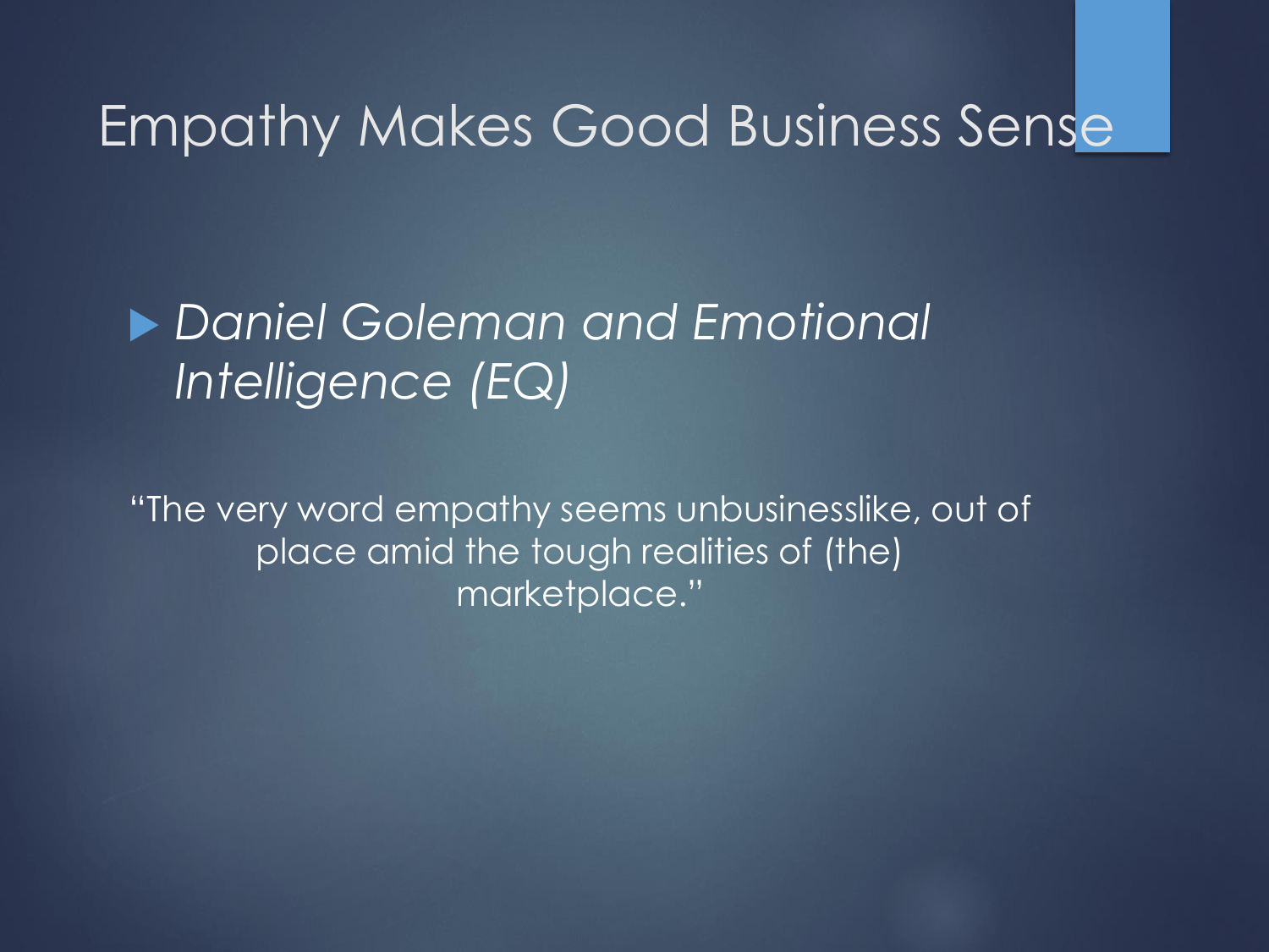# Empathy Makes Good Business Sense

- *Daniel Goleman and Emotional Intelligence (EQ)*

"The very word empathy seems unbusinesslike, out of place amid the tough realities of (the) marketplace."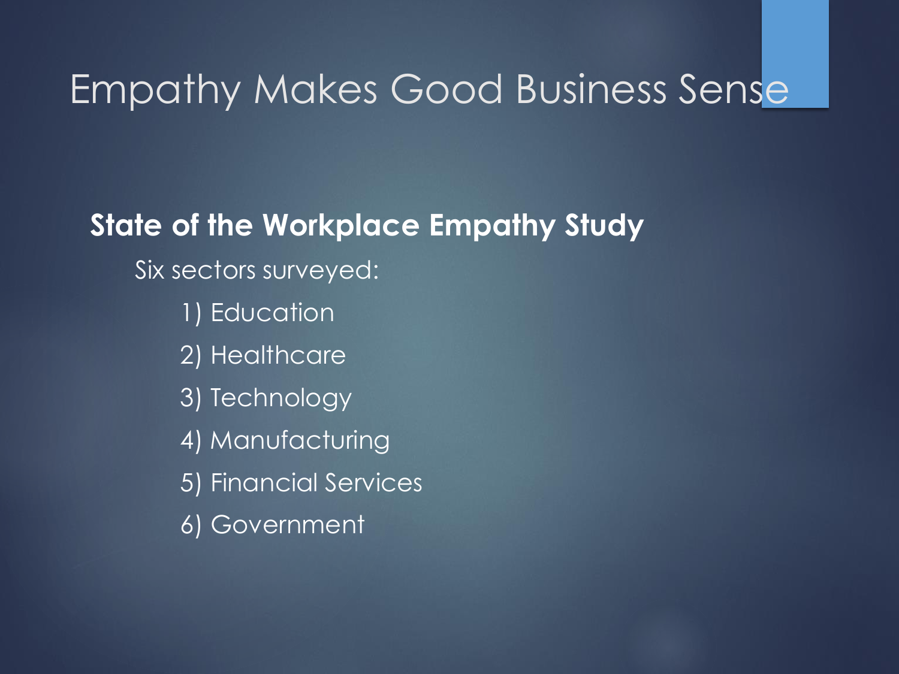# Empathy Makes Good Business Sense

**State of the Workplace Empathy Study**

Six sectors surveyed:

1) Education
2) Healthcare
3) Technology
4) Manufacturing
5) Financial Services
6) Government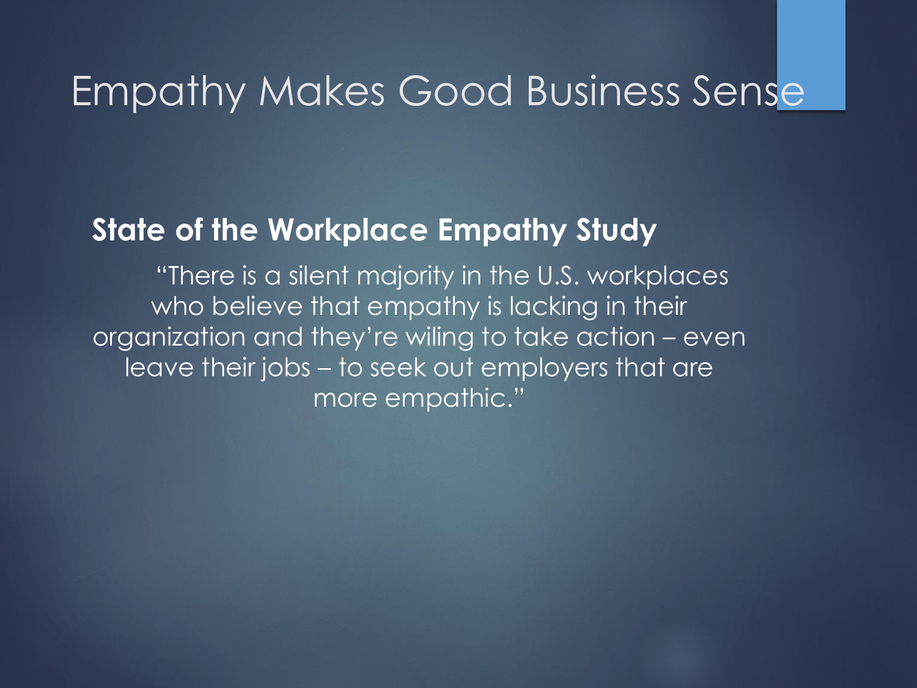# Empathy Makes Good Business Sense

**State of the Workplace Empathy Study**

"There is a silent majority in the U.S. workplaces who believe that empathy is lacking in their organization and they're wiling to take action – even leave their jobs – to seek out employers that are more empathic."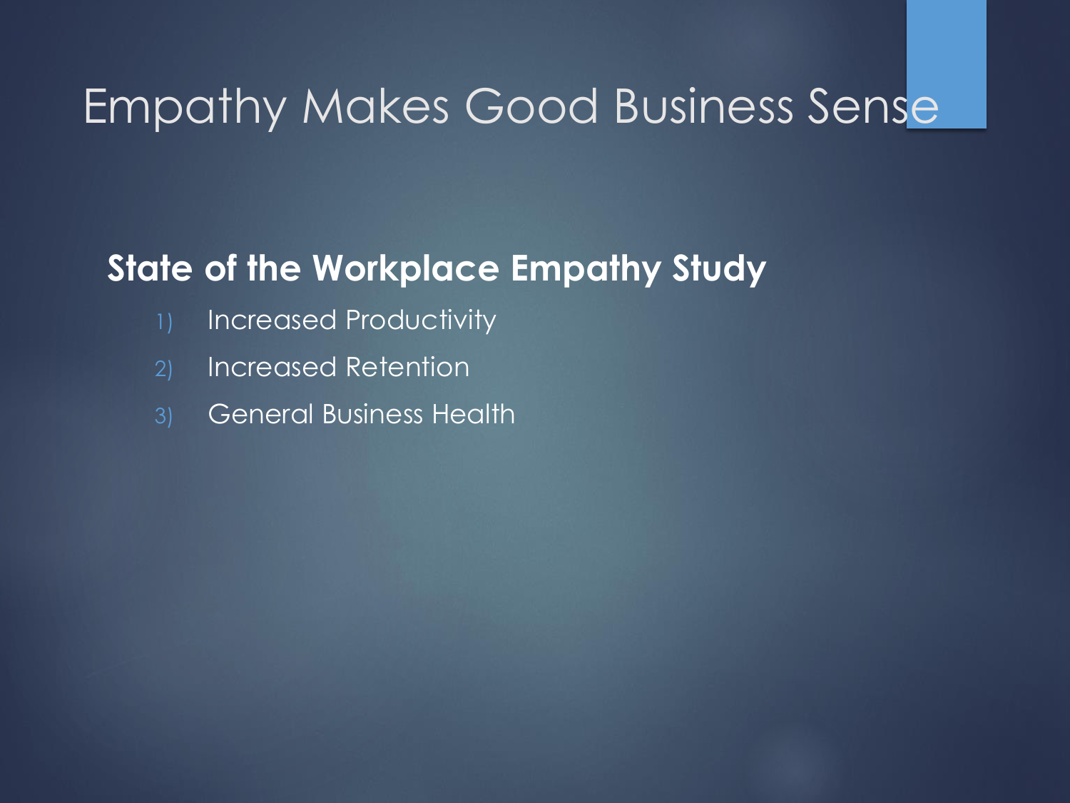# Empathy Makes Good Business Sense

**State of the Workplace Empathy Study**

1) Increased Productivity
2) Increased Retention
3) General Business Health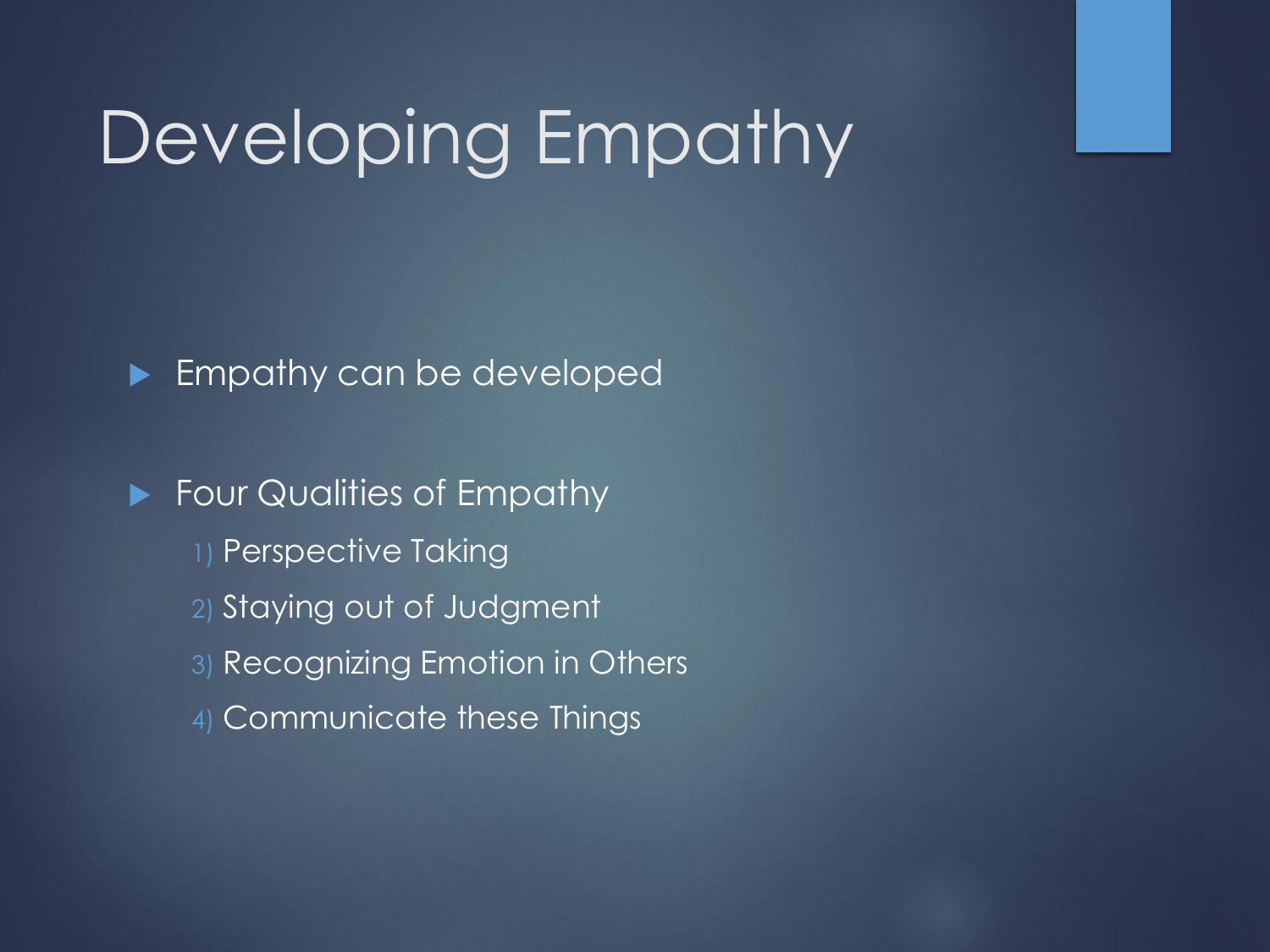# Developing Empathy

- Empathy can be developed
- Four Qualities of Empathy
  1) Perspective Taking
  2) Staying out of Judgment
  3) Recognizing Emotion in Others
  4) Communicate these Things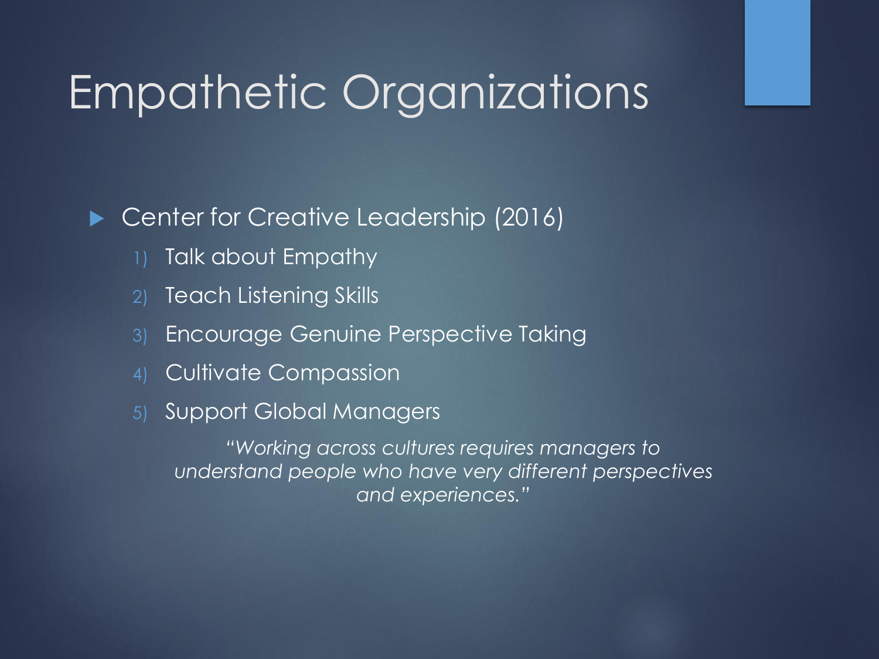# Empathetic Organizations

- Center for Creative Leadership (2016)
  1) Talk about Empathy
  2) Teach Listening Skills
  3) Encourage Genuine Perspective Taking
  4) Cultivate Compassion
  5) Support Global Managers

*"Working across cultures requires managers to understand people who have very different perspectives and experiences."*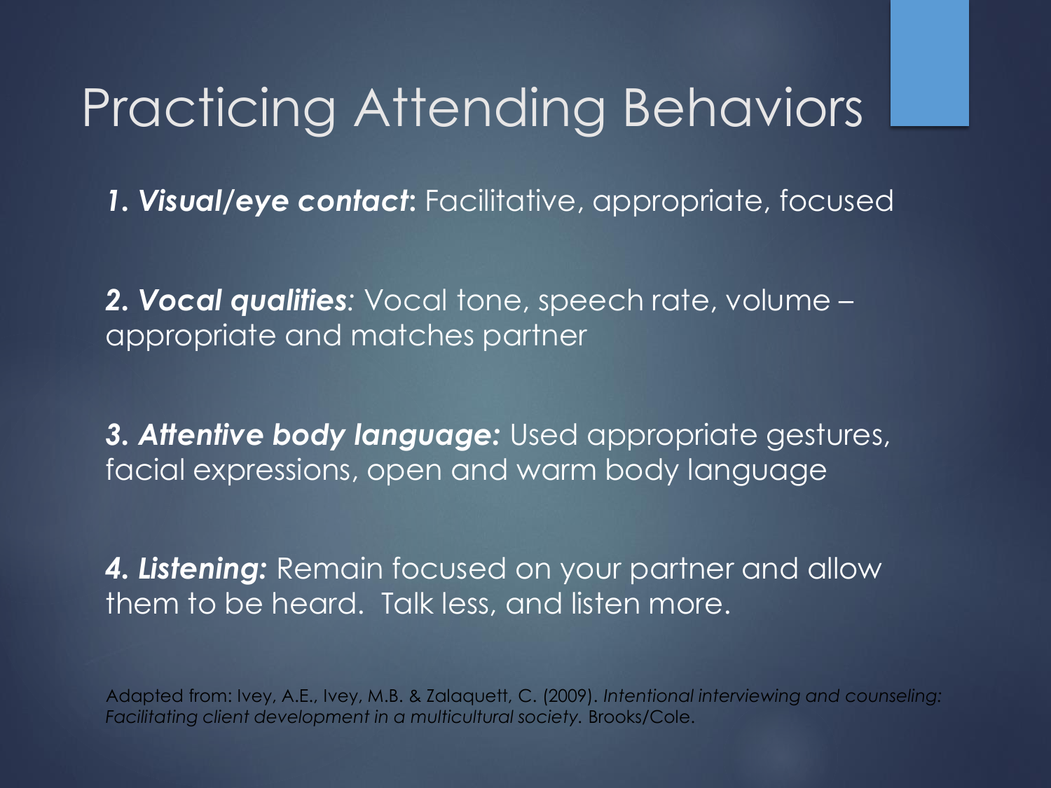# Practicing Attending Behaviors

***1. Visual/eye contact*:** Facilitative, appropriate, focused

***2. Vocal qualities**:* Vocal tone, speech rate, volume – appropriate and matches partner

***3. Attentive body language:*** Used appropriate gestures, facial expressions, open and warm body language

***4. Listening:*** Remain focused on your partner and allow them to be heard. Talk less, and listen more.

Adapted from: Ivey, A.E., Ivey, M.B. & Zalaquett, C. (2009). *Intentional interviewing and counseling: Facilitating client development in a multicultural society.* Brooks/Cole.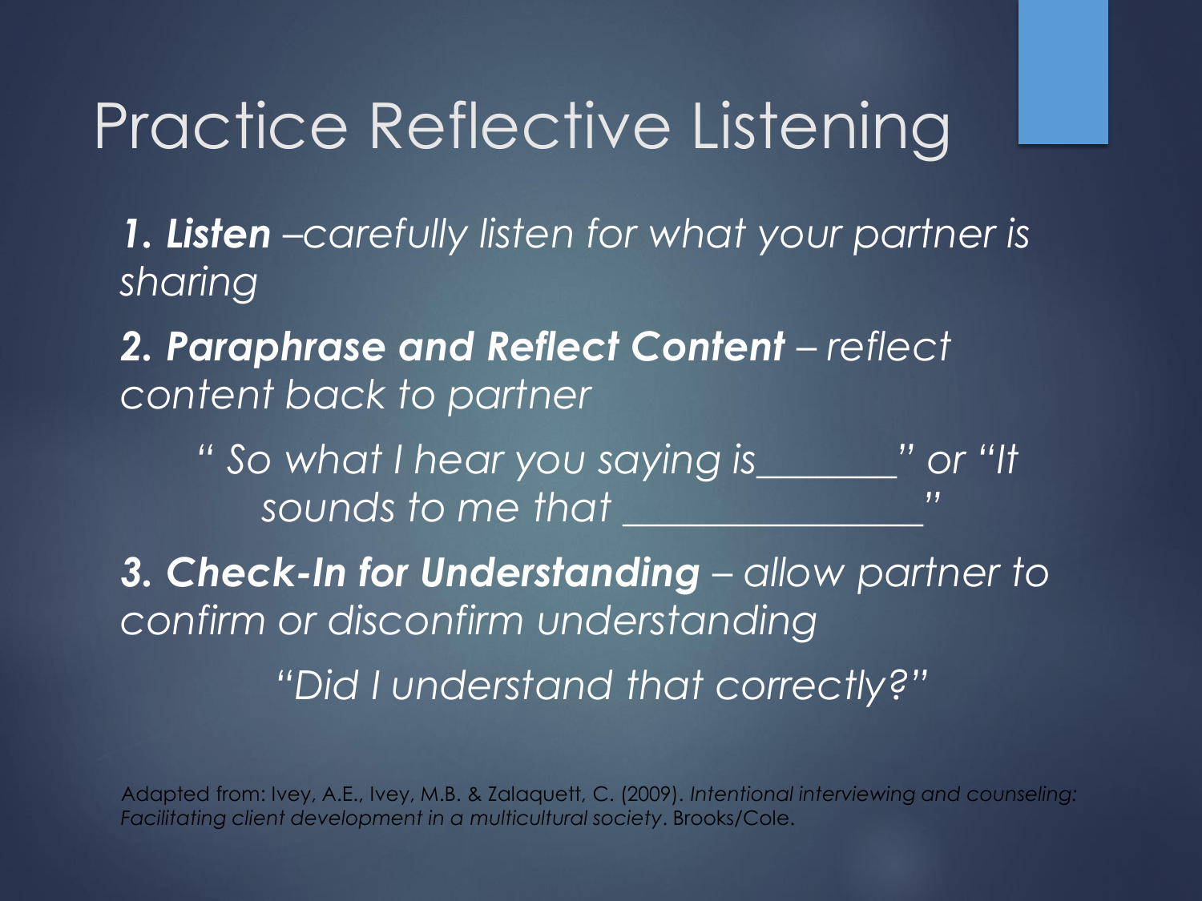# Practice Reflective Listening

***1. Listen*** *–carefully listen for what your partner is sharing*

***2. Paraphrase and Reflect Content*** *– reflect content back to partner*

*" So what I hear you saying is_______" or "It sounds to me that ________________"*

***3. Check-In for Understanding*** *– allow partner to confirm or disconfirm understanding*

*"Did I understand that correctly?"*

Adapted from: Ivey, A.E., Ivey, M.B. & Zalaquett, C. (2009). *Intentional interviewing and counseling: Facilitating client development in a multicultural society*. Brooks/Cole.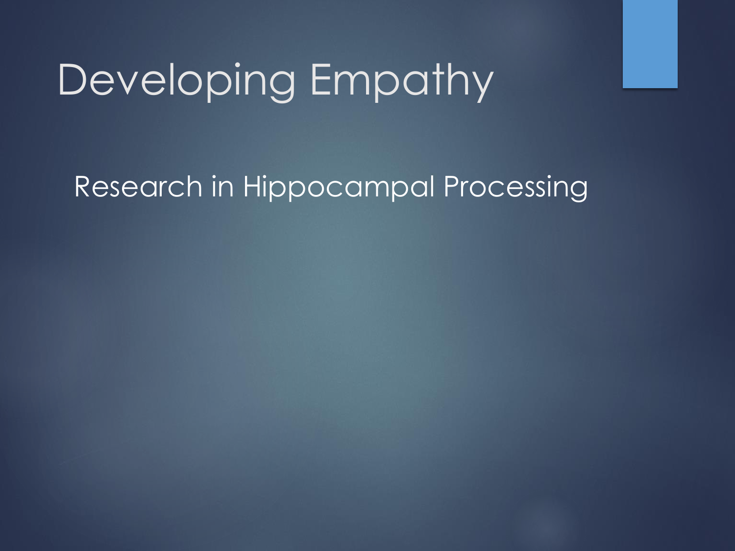# Developing Empathy

Research in Hippocampal Processing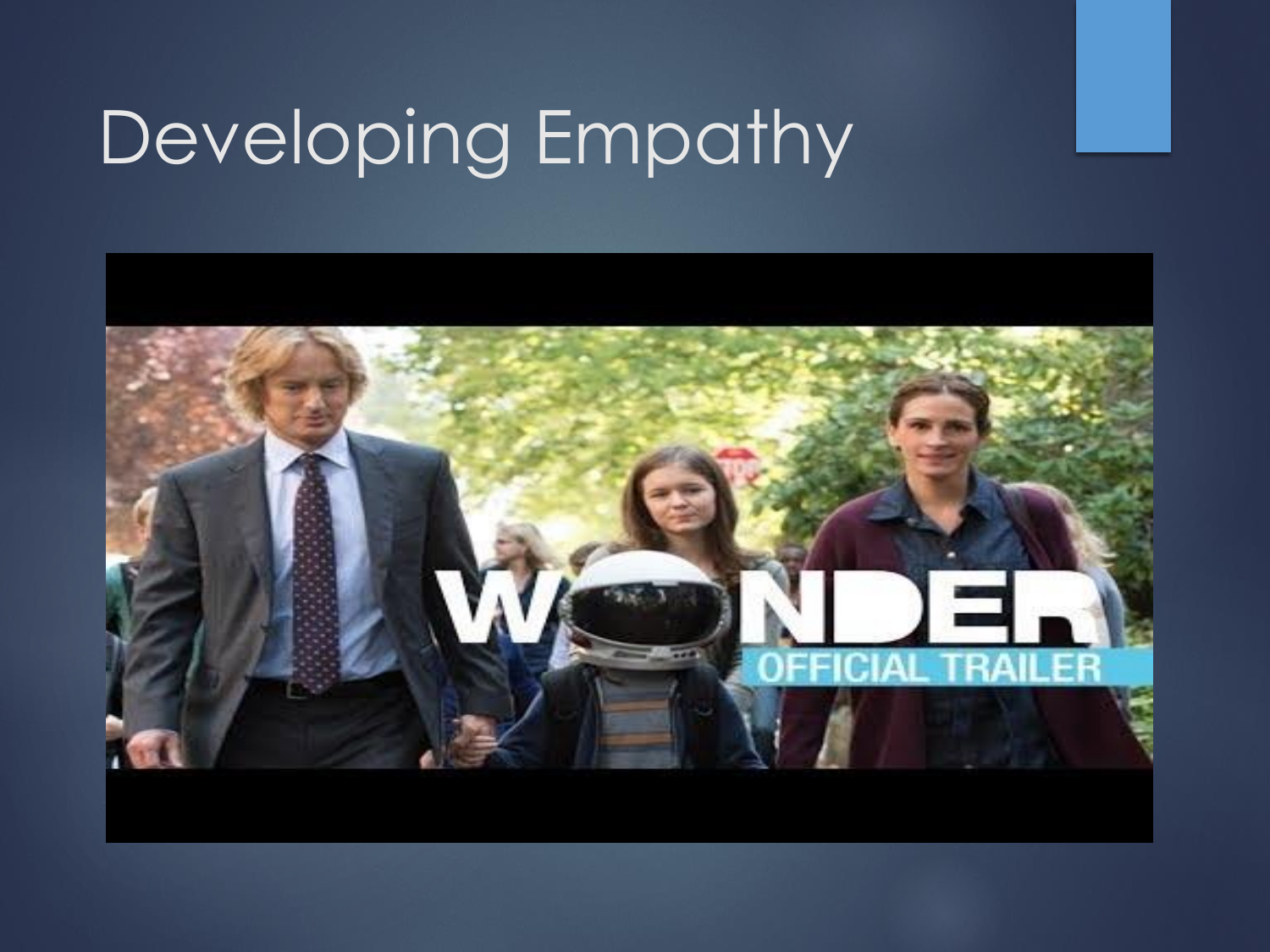# Developing Empathy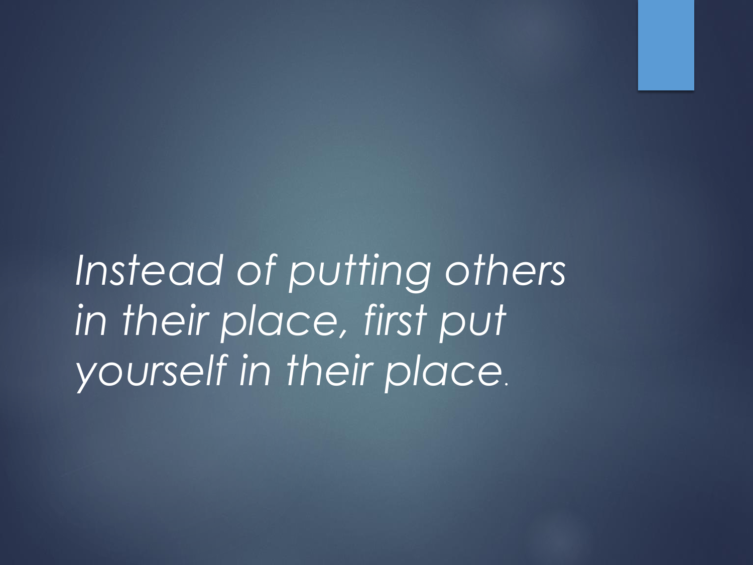*Instead of putting others in their place, first put yourself in their place.*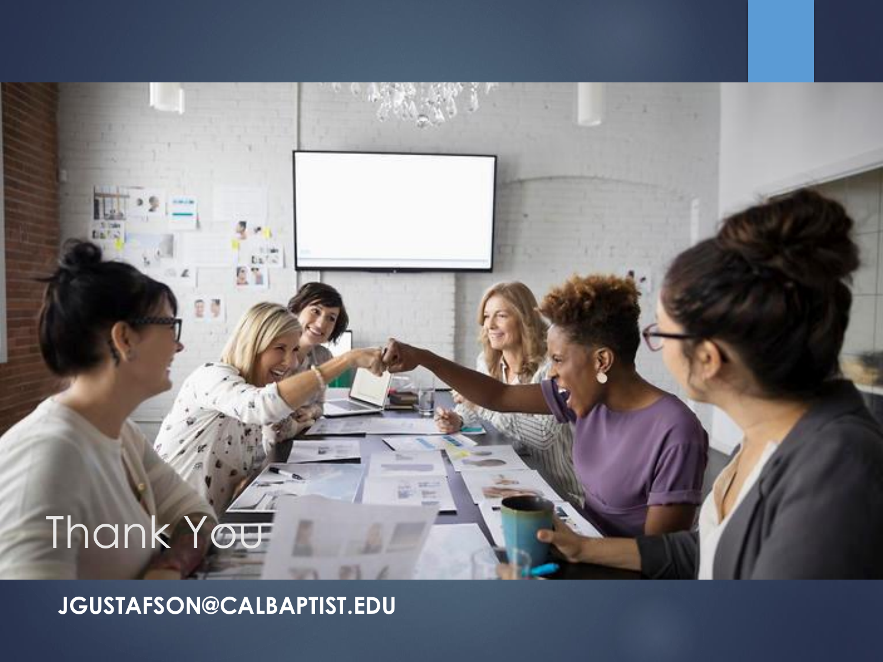Thank You

**JGUSTAFSON@CALBAPTIST.EDU**